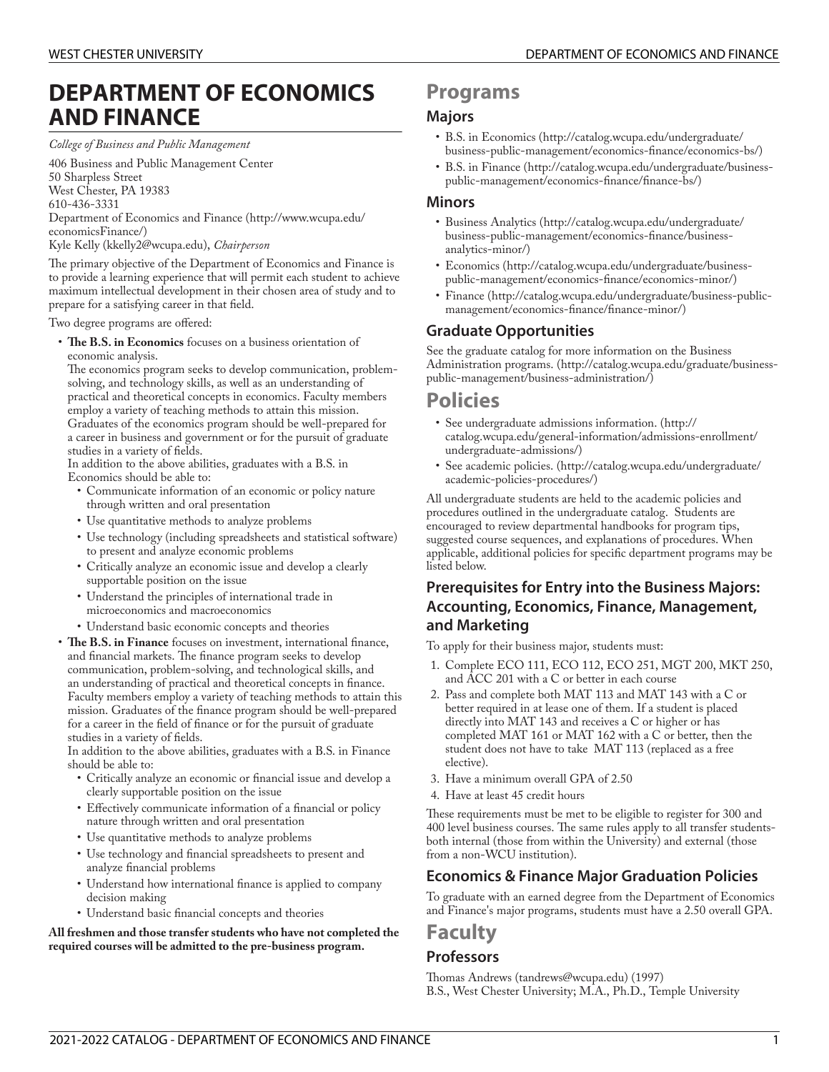# DEPARTMENT OF ECONOMICS AND FINANCE

*College of Business and Public Management*

406 Business and Public Management Center
50 Sharpless Street
West Chester, PA 19383
610-436-3331
Department of Economics and Finance (http://www.wcupa.edu/economicsFinance/)
Kyle Kelly (kkelly2@wcupa.edu), *Chairperson*

The primary objective of the Department of Economics and Finance is to provide a learning experience that will permit each student to achieve maximum intellectual development in their chosen area of study and to prepare for a satisfying career in that field.

Two degree programs are offered:

- **The B.S. in Economics** focuses on a business orientation of economic analysis.
  The economics program seeks to develop communication, problem-solving, and technology skills, as well as an understanding of practical and theoretical concepts in economics. Faculty members employ a variety of teaching methods to attain this mission. Graduates of the economics program should be well-prepared for a career in business and government or for the pursuit of graduate studies in a variety of fields.
  In addition to the above abilities, graduates with a B.S. in Economics should be able to:
  - Communicate information of an economic or policy nature through written and oral presentation
  - Use quantitative methods to analyze problems
  - Use technology (including spreadsheets and statistical software) to present and analyze economic problems
  - Critically analyze an economic issue and develop a clearly supportable position on the issue
  - Understand the principles of international trade in microeconomics and macroeconomics
  - Understand basic economic concepts and theories
- **The B.S. in Finance** focuses on investment, international finance, and financial markets. The finance program seeks to develop communication, problem-solving, and technological skills, and an understanding of practical and theoretical concepts in finance. Faculty members employ a variety of teaching methods to attain this mission. Graduates of the finance program should be well-prepared for a career in the field of finance or for the pursuit of graduate studies in a variety of fields.
  In addition to the above abilities, graduates with a B.S. in Finance should be able to:
  - Critically analyze an economic or financial issue and develop a clearly supportable position on the issue
  - Effectively communicate information of a financial or policy nature through written and oral presentation
  - Use quantitative methods to analyze problems
  - Use technology and financial spreadsheets to present and analyze financial problems
  - Understand how international finance is applied to company decision making
  - Understand basic financial concepts and theories

**All freshmen and those transfer students who have not completed the required courses will be admitted to the pre-business program.**

# Programs

## Majors

- B.S. in Economics (http://catalog.wcupa.edu/undergraduate/business-public-management/economics-finance/economics-bs/)
- B.S. in Finance (http://catalog.wcupa.edu/undergraduate/business-public-management/economics-finance/finance-bs/)

## Minors

- Business Analytics (http://catalog.wcupa.edu/undergraduate/business-public-management/economics-finance/business-analytics-minor/)
- Economics (http://catalog.wcupa.edu/undergraduate/business-public-management/economics-finance/economics-minor/)
- Finance (http://catalog.wcupa.edu/undergraduate/business-public-management/economics-finance/finance-minor/)

## Graduate Opportunities

See the graduate catalog for more information on the Business Administration programs. (http://catalog.wcupa.edu/graduate/business-public-management/business-administration/)

# Policies

- See undergraduate admissions information. (http://catalog.wcupa.edu/general-information/admissions-enrollment/undergraduate-admissions/)
- See academic policies. (http://catalog.wcupa.edu/undergraduate/academic-policies-procedures/)

All undergraduate students are held to the academic policies and procedures outlined in the undergraduate catalog. Students are encouraged to review departmental handbooks for program tips, suggested course sequences, and explanations of procedures. When applicable, additional policies for specific department programs may be listed below.

## Prerequisites for Entry into the Business Majors: Accounting, Economics, Finance, Management, and Marketing

To apply for their business major, students must:

1. Complete ECO 111, ECO 112, ECO 251, MGT 200, MKT 250, and ACC 201 with a C or better in each course
2. Pass and complete both MAT 113 and MAT 143 with a C or better required in at lease one of them. If a student is placed directly into MAT 143 and receives a C or higher or has completed MAT 161 or MAT 162 with a C or better, then the student does not have to take MAT 113 (replaced as a free elective).
3. Have a minimum overall GPA of 2.50
4. Have at least 45 credit hours

These requirements must be met to be eligible to register for 300 and 400 level business courses. The same rules apply to all transfer students-both internal (those from within the University) and external (those from a non-WCU institution).

## Economics & Finance Major Graduation Policies

To graduate with an earned degree from the Department of Economics and Finance's major programs, students must have a 2.50 overall GPA.

# Faculty

## Professors

Thomas Andrews (tandrews@wcupa.edu) (1997)
B.S., West Chester University; M.A., Ph.D., Temple University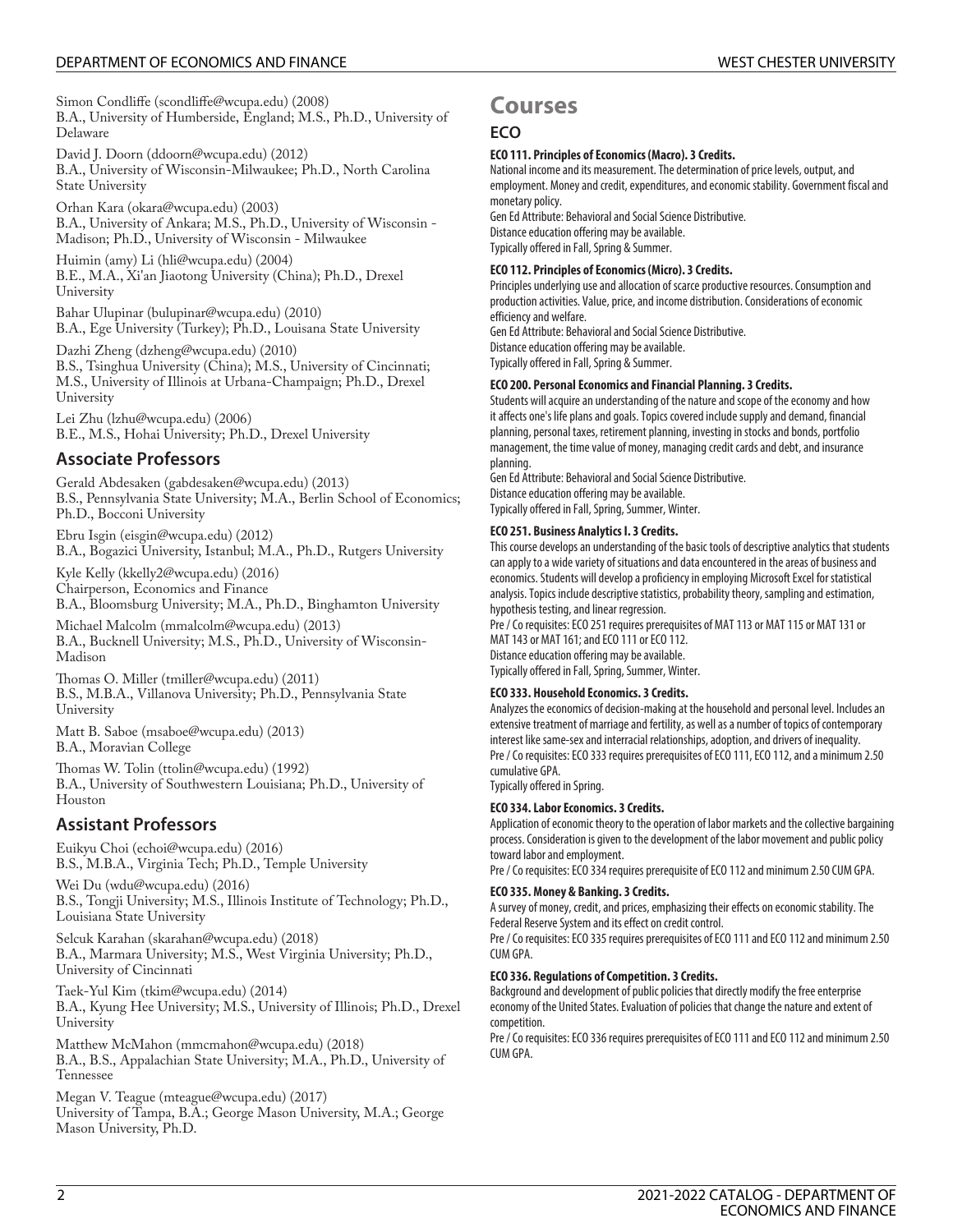Simon Condliffe (scondliffe@wcupa.edu) (2008)
B.A., University of Humberside, England; M.S., Ph.D., University of Delaware

David J. Doorn (ddoorn@wcupa.edu) (2012)
B.A., University of Wisconsin-Milwaukee; Ph.D., North Carolina State University

Orhan Kara (okara@wcupa.edu) (2003)
B.A., University of Ankara; M.S., Ph.D., University of Wisconsin - Madison; Ph.D., University of Wisconsin - Milwaukee

Huimin (amy) Li (hli@wcupa.edu) (2004)
B.E., M.A., Xi'an Jiaotong University (China); Ph.D., Drexel University

Bahar Ulupinar (bulupinar@wcupa.edu) (2010)
B.A., Ege University (Turkey); Ph.D., Louisana State University

Dazhi Zheng (dzheng@wcupa.edu) (2010)
B.S., Tsinghua University (China); M.S., University of Cincinnati; M.S., University of Illinois at Urbana-Champaign; Ph.D., Drexel University

Lei Zhu (lzhu@wcupa.edu) (2006)
B.E., M.S., Hohai University; Ph.D., Drexel University

## Associate Professors

Gerald Abdesaken (gabdesaken@wcupa.edu) (2013)
B.S., Pennsylvania State University; M.A., Berlin School of Economics; Ph.D., Bocconi University

Ebru Isgin (eisgin@wcupa.edu) (2012)
B.A., Bogazici University, Istanbul; M.A., Ph.D., Rutgers University

Kyle Kelly (kkelly2@wcupa.edu) (2016)
Chairperson, Economics and Finance
B.A., Bloomsburg University; M.A., Ph.D., Binghamton University

Michael Malcolm (mmalcolm@wcupa.edu) (2013)
B.A., Bucknell University; M.S., Ph.D., University of Wisconsin-Madison

Thomas O. Miller (tmiller@wcupa.edu) (2011)
B.S., M.B.A., Villanova University; Ph.D., Pennsylvania State University

Matt B. Saboe (msaboe@wcupa.edu) (2013)
B.A., Moravian College

Thomas W. Tolin (ttolin@wcupa.edu) (1992)
B.A., University of Southwestern Louisiana; Ph.D., University of Houston

## Assistant Professors

Euikyu Choi (echoi@wcupa.edu) (2016)
B.S., M.B.A., Virginia Tech; Ph.D., Temple University

Wei Du (wdu@wcupa.edu) (2016)
B.S., Tongji University; M.S., Illinois Institute of Technology; Ph.D., Louisiana State University

Selcuk Karahan (skarahan@wcupa.edu) (2018)
B.A., Marmara University; M.S., West Virginia University; Ph.D., University of Cincinnati

Taek-Yul Kim (tkim@wcupa.edu) (2014)
B.A., Kyung Hee University; M.S., University of Illinois; Ph.D., Drexel University

Matthew McMahon (mmcmahon@wcupa.edu) (2018)
B.A., B.S., Appalachian State University; M.A., Ph.D., University of Tennessee

Megan V. Teague (mteague@wcupa.edu) (2017)
University of Tampa, B.A.; George Mason University, M.A.; George Mason University, Ph.D.

# Courses

## ECO

**ECO 111. Principles of Economics (Macro). 3 Credits.**
National income and its measurement. The determination of price levels, output, and employment. Money and credit, expenditures, and economic stability. Government fiscal and monetary policy.
Gen Ed Attribute: Behavioral and Social Science Distributive.
Distance education offering may be available.
Typically offered in Fall, Spring & Summer.

**ECO 112. Principles of Economics (Micro). 3 Credits.**
Principles underlying use and allocation of scarce productive resources. Consumption and production activities. Value, price, and income distribution. Considerations of economic efficiency and welfare.
Gen Ed Attribute: Behavioral and Social Science Distributive.
Distance education offering may be available.
Typically offered in Fall, Spring & Summer.

**ECO 200. Personal Economics and Financial Planning. 3 Credits.**
Students will acquire an understanding of the nature and scope of the economy and how it affects one's life plans and goals. Topics covered include supply and demand, financial planning, personal taxes, retirement planning, investing in stocks and bonds, portfolio management, the time value of money, managing credit cards and debt, and insurance planning.
Gen Ed Attribute: Behavioral and Social Science Distributive.
Distance education offering may be available.
Typically offered in Fall, Spring, Summer, Winter.

**ECO 251. Business Analytics I. 3 Credits.**
This course develops an understanding of the basic tools of descriptive analytics that students can apply to a wide variety of situations and data encountered in the areas of business and economics. Students will develop a proficiency in employing Microsoft Excel for statistical analysis. Topics include descriptive statistics, probability theory, sampling and estimation, hypothesis testing, and linear regression.
Pre / Co requisites: ECO 251 requires prerequisites of MAT 113 or MAT 115 or MAT 131 or MAT 143 or MAT 161; and ECO 111 or ECO 112.
Distance education offering may be available.
Typically offered in Fall, Spring, Summer, Winter.

**ECO 333. Household Economics. 3 Credits.**
Analyzes the economics of decision-making at the household and personal level. Includes an extensive treatment of marriage and fertility, as well as a number of topics of contemporary interest like same-sex and interracial relationships, adoption, and drivers of inequality.
Pre / Co requisites: ECO 333 requires prerequisites of ECO 111, ECO 112, and a minimum 2.50 cumulative GPA.
Typically offered in Spring.

**ECO 334. Labor Economics. 3 Credits.**
Application of economic theory to the operation of labor markets and the collective bargaining process. Consideration is given to the development of the labor movement and public policy toward labor and employment.
Pre / Co requisites: ECO 334 requires prerequisite of ECO 112 and minimum 2.50 CUM GPA.

**ECO 335. Money & Banking. 3 Credits.**
A survey of money, credit, and prices, emphasizing their effects on economic stability. The Federal Reserve System and its effect on credit control.
Pre / Co requisites: ECO 335 requires prerequisites of ECO 111 and ECO 112 and minimum 2.50 CUM GPA.

**ECO 336. Regulations of Competition. 3 Credits.**
Background and development of public policies that directly modify the free enterprise economy of the United States. Evaluation of policies that change the nature and extent of competition.
Pre / Co requisites: ECO 336 requires prerequisites of ECO 111 and ECO 112 and minimum 2.50 CUM GPA.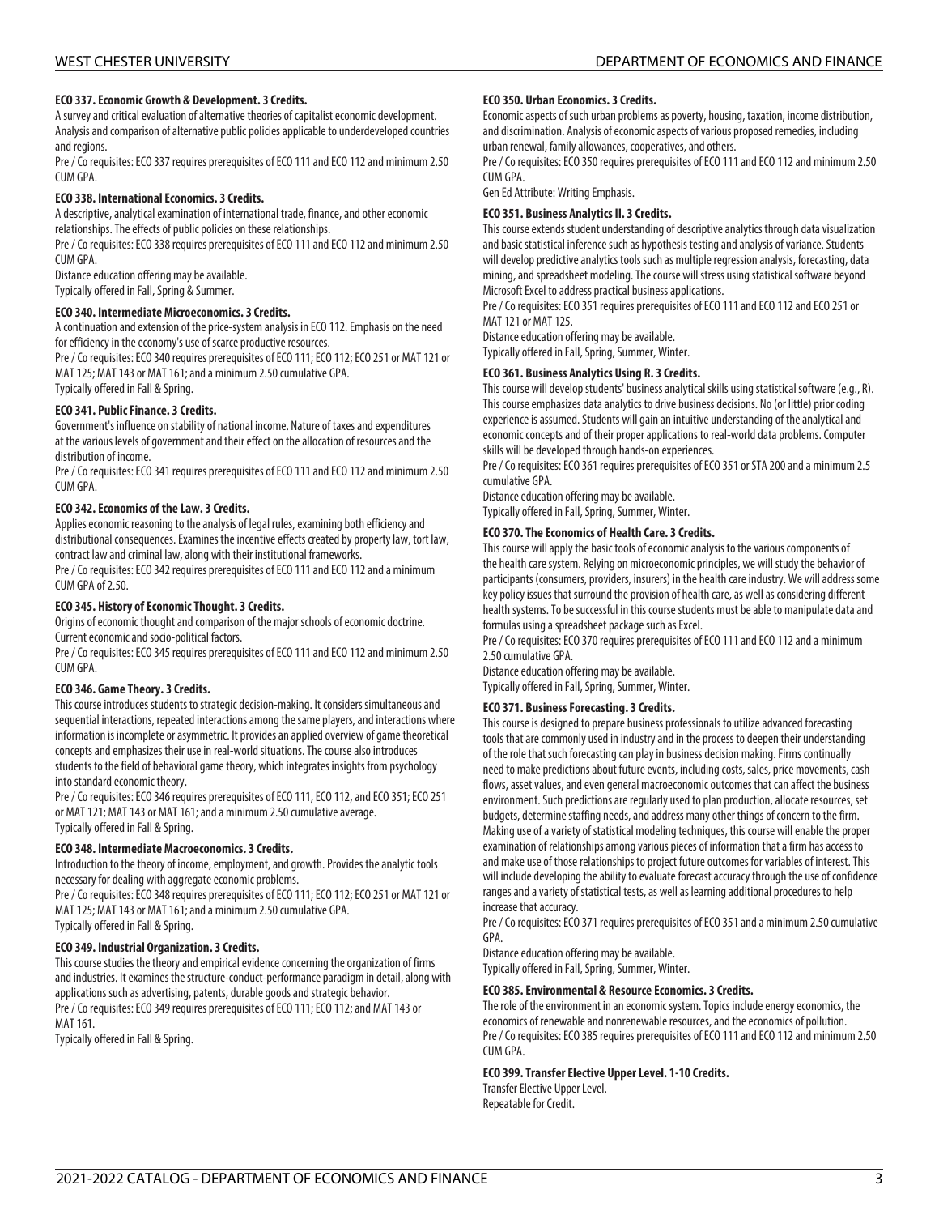**ECO 337. Economic Growth & Development. 3 Credits.**

A survey and critical evaluation of alternative theories of capitalist economic development. Analysis and comparison of alternative public policies applicable to underdeveloped countries and regions.

Pre / Co requisites: ECO 337 requires prerequisites of ECO 111 and ECO 112 and minimum 2.50 CUM GPA.

**ECO 338. International Economics. 3 Credits.**

A descriptive, analytical examination of international trade, finance, and other economic relationships. The effects of public policies on these relationships.

Pre / Co requisites: ECO 338 requires prerequisites of ECO 111 and ECO 112 and minimum 2.50 CUM GPA.

Distance education offering may be available.

Typically offered in Fall, Spring & Summer.

**ECO 340. Intermediate Microeconomics. 3 Credits.**

A continuation and extension of the price-system analysis in ECO 112. Emphasis on the need for efficiency in the economy's use of scarce productive resources.

Pre / Co requisites: ECO 340 requires prerequisites of ECO 111; ECO 112; ECO 251 or MAT 121 or MAT 125; MAT 143 or MAT 161; and a minimum 2.50 cumulative GPA.

Typically offered in Fall & Spring.

**ECO 341. Public Finance. 3 Credits.**

Government's influence on stability of national income. Nature of taxes and expenditures at the various levels of government and their effect on the allocation of resources and the distribution of income.

Pre / Co requisites: ECO 341 requires prerequisites of ECO 111 and ECO 112 and minimum 2.50 CUM GPA.

**ECO 342. Economics of the Law. 3 Credits.**

Applies economic reasoning to the analysis of legal rules, examining both efficiency and distributional consequences. Examines the incentive effects created by property law, tort law, contract law and criminal law, along with their institutional frameworks.

Pre / Co requisites: ECO 342 requires prerequisites of ECO 111 and ECO 112 and a minimum CUM GPA of 2.50.

**ECO 345. History of Economic Thought. 3 Credits.**

Origins of economic thought and comparison of the major schools of economic doctrine. Current economic and socio-political factors.

Pre / Co requisites: ECO 345 requires prerequisites of ECO 111 and ECO 112 and minimum 2.50 CUM GPA.

**ECO 346. Game Theory. 3 Credits.**

This course introduces students to strategic decision-making. It considers simultaneous and sequential interactions, repeated interactions among the same players, and interactions where information is incomplete or asymmetric. It provides an applied overview of game theoretical concepts and emphasizes their use in real-world situations. The course also introduces students to the field of behavioral game theory, which integrates insights from psychology into standard economic theory.

Pre / Co requisites: ECO 346 requires prerequisites of ECO 111, ECO 112, and ECO 351; ECO 251 or MAT 121; MAT 143 or MAT 161; and a minimum 2.50 cumulative average.

Typically offered in Fall & Spring.

**ECO 348. Intermediate Macroeconomics. 3 Credits.**

Introduction to the theory of income, employment, and growth. Provides the analytic tools necessary for dealing with aggregate economic problems.

Pre / Co requisites: ECO 348 requires prerequisites of ECO 111; ECO 112; ECO 251 or MAT 121 or MAT 125; MAT 143 or MAT 161; and a minimum 2.50 cumulative GPA.

Typically offered in Fall & Spring.

**ECO 349. Industrial Organization. 3 Credits.**

This course studies the theory and empirical evidence concerning the organization of firms and industries. It examines the structure-conduct-performance paradigm in detail, along with applications such as advertising, patents, durable goods and strategic behavior.

Pre / Co requisites: ECO 349 requires prerequisites of ECO 111; ECO 112; and MAT 143 or MAT 161.

Typically offered in Fall & Spring.

**ECO 350. Urban Economics. 3 Credits.**

Economic aspects of such urban problems as poverty, housing, taxation, income distribution, and discrimination. Analysis of economic aspects of various proposed remedies, including urban renewal, family allowances, cooperatives, and others.

Pre / Co requisites: ECO 350 requires prerequisites of ECO 111 and ECO 112 and minimum 2.50 CUM GPA.

Gen Ed Attribute: Writing Emphasis.

**ECO 351. Business Analytics II. 3 Credits.**

This course extends student understanding of descriptive analytics through data visualization and basic statistical inference such as hypothesis testing and analysis of variance. Students will develop predictive analytics tools such as multiple regression analysis, forecasting, data mining, and spreadsheet modeling. The course will stress using statistical software beyond Microsoft Excel to address practical business applications.

Pre / Co requisites: ECO 351 requires prerequisites of ECO 111 and ECO 112 and ECO 251 or MAT 121 or MAT 125.

Distance education offering may be available.

Typically offered in Fall, Spring, Summer, Winter.

**ECO 361. Business Analytics Using R. 3 Credits.**

This course will develop students' business analytical skills using statistical software (e.g., R). This course emphasizes data analytics to drive business decisions. No (or little) prior coding experience is assumed. Students will gain an intuitive understanding of the analytical and economic concepts and of their proper applications to real-world data problems. Computer skills will be developed through hands-on experiences.

Pre / Co requisites: ECO 361 requires prerequisites of ECO 351 or STA 200 and a minimum 2.5 cumulative GPA.

Distance education offering may be available.

Typically offered in Fall, Spring, Summer, Winter.

**ECO 370. The Economics of Health Care. 3 Credits.**

This course will apply the basic tools of economic analysis to the various components of the health care system. Relying on microeconomic principles, we will study the behavior of participants (consumers, providers, insurers) in the health care industry. We will address some key policy issues that surround the provision of health care, as well as considering different health systems. To be successful in this course students must be able to manipulate data and formulas using a spreadsheet package such as Excel.

Pre / Co requisites: ECO 370 requires prerequisites of ECO 111 and ECO 112 and a minimum 2.50 cumulative GPA.

Distance education offering may be available.

Typically offered in Fall, Spring, Summer, Winter.

**ECO 371. Business Forecasting. 3 Credits.**

This course is designed to prepare business professionals to utilize advanced forecasting tools that are commonly used in industry and in the process to deepen their understanding of the role that such forecasting can play in business decision making. Firms continually need to make predictions about future events, including costs, sales, price movements, cash flows, asset values, and even general macroeconomic outcomes that can affect the business environment. Such predictions are regularly used to plan production, allocate resources, set budgets, determine staffing needs, and address many other things of concern to the firm. Making use of a variety of statistical modeling techniques, this course will enable the proper examination of relationships among various pieces of information that a firm has access to and make use of those relationships to project future outcomes for variables of interest. This will include developing the ability to evaluate forecast accuracy through the use of confidence ranges and a variety of statistical tests, as well as learning additional procedures to help increase that accuracy.

Pre / Co requisites: ECO 371 requires prerequisites of ECO 351 and a minimum 2.50 cumulative GPA.

Distance education offering may be available.

Typically offered in Fall, Spring, Summer, Winter.

**ECO 385. Environmental & Resource Economics. 3 Credits.**

The role of the environment in an economic system. Topics include energy economics, the economics of renewable and nonrenewable resources, and the economics of pollution.

Pre / Co requisites: ECO 385 requires prerequisites of ECO 111 and ECO 112 and minimum 2.50 CUM GPA.

**ECO 399. Transfer Elective Upper Level. 1-10 Credits.**

Transfer Elective Upper Level.

Repeatable for Credit.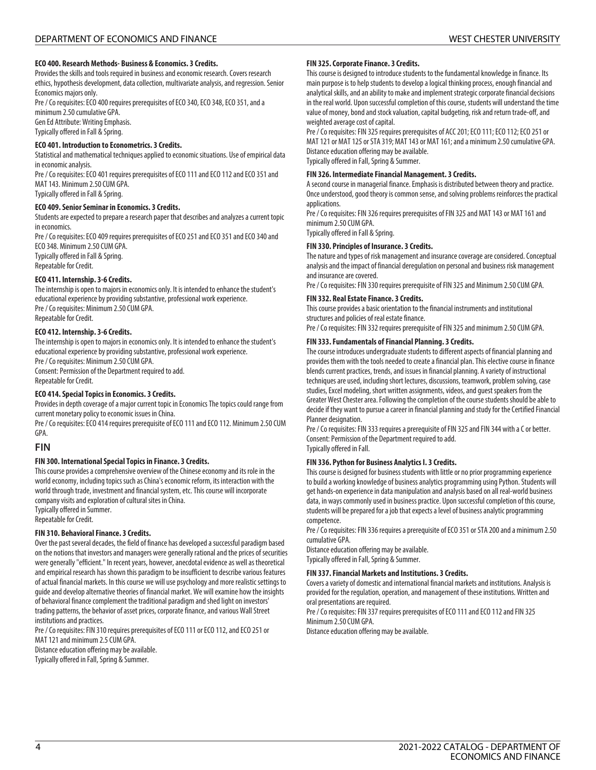#### ECO 400. Research Methods- Business & Economics. 3 Credits.

Provides the skills and tools required in business and economic research. Covers research ethics, hypothesis development, data collection, multivariate analysis, and regression. Senior Economics majors only.

Pre / Co requisites: ECO 400 requires prerequisites of ECO 340, ECO 348, ECO 351, and a minimum 2.50 cumulative GPA.

Gen Ed Attribute: Writing Emphasis.

Typically offered in Fall & Spring.

#### ECO 401. Introduction to Econometrics. 3 Credits.

Statistical and mathematical techniques applied to economic situations. Use of empirical data in economic analysis.

Pre / Co requisites: ECO 401 requires prerequisites of ECO 111 and ECO 112 and ECO 351 and MAT 143. Minimum 2.50 CUM GPA.

Typically offered in Fall & Spring.

#### ECO 409. Senior Seminar in Economics. 3 Credits.

Students are expected to prepare a research paper that describes and analyzes a current topic in economics.

Pre / Co requisites: ECO 409 requires prerequisites of ECO 251 and ECO 351 and ECO 340 and ECO 348. Minimum 2.50 CUM GPA.

Typically offered in Fall & Spring.

Repeatable for Credit.

#### ECO 411. Internship. 3-6 Credits.

The internship is open to majors in economics only. It is intended to enhance the student's educational experience by providing substantive, professional work experience.

Pre / Co requisites: Minimum 2.50 CUM GPA.

Repeatable for Credit.

#### ECO 412. Internship. 3-6 Credits.

The internship is open to majors in economics only. It is intended to enhance the student's educational experience by providing substantive, professional work experience.

Pre / Co requisites: Minimum 2.50 CUM GPA.

Consent: Permission of the Department required to add.

Repeatable for Credit.

#### ECO 414. Special Topics in Economics. 3 Credits.

Provides in depth coverage of a major current topic in Economics The topics could range from current monetary policy to economic issues in China.

Pre / Co requisites: ECO 414 requires prerequisite of ECO 111 and ECO 112. Minimum 2.50 CUM GPA.

## FIN

#### FIN 300. International Special Topics in Finance. 3 Credits.

This course provides a comprehensive overview of the Chinese economy and its role in the world economy, including topics such as China's economic reform, its interaction with the world through trade, investment and financial system, etc. This course will incorporate company visits and exploration of cultural sites in China.

Typically offered in Summer.

Repeatable for Credit.

#### FIN 310. Behavioral Finance. 3 Credits.

Over the past several decades, the field of finance has developed a successful paradigm based on the notions that investors and managers were generally rational and the prices of securities were generally "efficient." In recent years, however, anecdotal evidence as well as theoretical and empirical research has shown this paradigm to be insufficient to describe various features of actual financial markets. In this course we will use psychology and more realistic settings to guide and develop alternative theories of financial market. We will examine how the insights of behavioral finance complement the traditional paradigm and shed light on investors' trading patterns, the behavior of asset prices, corporate finance, and various Wall Street institutions and practices.

Pre / Co requisites: FIN 310 requires prerequisites of ECO 111 or ECO 112, and ECO 251 or MAT 121 and minimum 2.5 CUM GPA.

Distance education offering may be available.

Typically offered in Fall, Spring & Summer.

#### FIN 325. Corporate Finance. 3 Credits.

This course is designed to introduce students to the fundamental knowledge in finance. Its main purpose is to help students to develop a logical thinking process, enough financial and analytical skills, and an ability to make and implement strategic corporate financial decisions in the real world. Upon successful completion of this course, students will understand the time value of money, bond and stock valuation, capital budgeting, risk and return trade-off, and weighted average cost of capital.

Pre / Co requisites: FIN 325 requires prerequisites of ACC 201; ECO 111; ECO 112; ECO 251 or MAT 121 or MAT 125 or STA 319; MAT 143 or MAT 161; and a minimum 2.50 cumulative GPA.

Distance education offering may be available.

Typically offered in Fall, Spring & Summer.

#### FIN 326. Intermediate Financial Management. 3 Credits.

A second course in managerial finance. Emphasis is distributed between theory and practice. Once understood, good theory is common sense, and solving problems reinforces the practical applications.

Pre / Co requisites: FIN 326 requires prerequisites of FIN 325 and MAT 143 or MAT 161 and minimum 2.50 CUM GPA.

Typically offered in Fall & Spring.

#### FIN 330. Principles of Insurance. 3 Credits.

The nature and types of risk management and insurance coverage are considered. Conceptual analysis and the impact of financial deregulation on personal and business risk management and insurance are covered.

Pre / Co requisites: FIN 330 requires prerequisite of FIN 325 and Minimum 2.50 CUM GPA.

#### FIN 332. Real Estate Finance. 3 Credits.

This course provides a basic orientation to the financial instruments and institutional structures and policies of real estate finance.

Pre / Co requisites: FIN 332 requires prerequisite of FIN 325 and minimum 2.50 CUM GPA.

#### FIN 333. Fundamentals of Financial Planning. 3 Credits.

The course introduces undergraduate students to different aspects of financial planning and provides them with the tools needed to create a financial plan. This elective course in finance blends current practices, trends, and issues in financial planning. A variety of instructional techniques are used, including short lectures, discussions, teamwork, problem solving, case studies, Excel modeling, short written assignments, videos, and guest speakers from the Greater West Chester area. Following the completion of the course students should be able to decide if they want to pursue a career in financial planning and study for the Certified Financial Planner designation.

Pre / Co requisites: FIN 333 requires a prerequisite of FIN 325 and FIN 344 with a C or better.

Consent: Permission of the Department required to add.

Typically offered in Fall.

#### FIN 336. Python for Business Analytics I. 3 Credits.

This course is designed for business students with little or no prior programming experience to build a working knowledge of business analytics programming using Python. Students will get hands-on experience in data manipulation and analysis based on all real-world business data, in ways commonly used in business practice. Upon successful completion of this course, students will be prepared for a job that expects a level of business analytic programming competence.

Pre / Co requisites: FIN 336 requires a prerequisite of ECO 351 or STA 200 and a minimum 2.50 cumulative GPA.

Distance education offering may be available.

Typically offered in Fall, Spring & Summer.

#### FIN 337. Financial Markets and Institutions. 3 Credits.

Covers a variety of domestic and international financial markets and institutions. Analysis is provided for the regulation, operation, and management of these institutions. Written and oral presentations are required.

Pre / Co requisites: FIN 337 requires prerequisites of ECO 111 and ECO 112 and FIN 325 Minimum 2.50 CUM GPA.

Distance education offering may be available.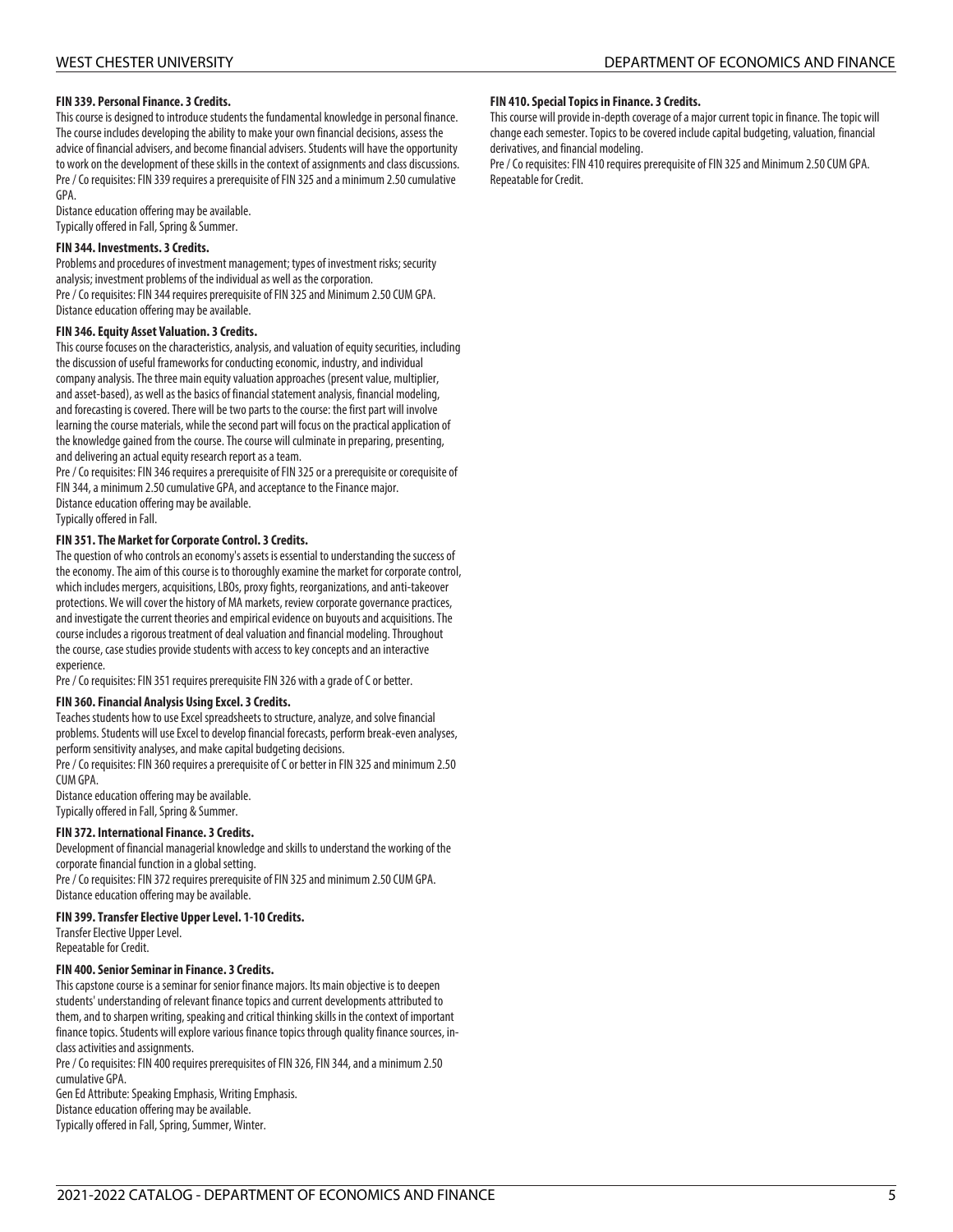**FIN 339. Personal Finance. 3 Credits.**

This course is designed to introduce students the fundamental knowledge in personal finance. The course includes developing the ability to make your own financial decisions, assess the advice of financial advisers, and become financial advisers. Students will have the opportunity to work on the development of these skills in the context of assignments and class discussions.
Pre / Co requisites: FIN 339 requires a prerequisite of FIN 325 and a minimum 2.50 cumulative GPA.
Distance education offering may be available.
Typically offered in Fall, Spring & Summer.

**FIN 344. Investments. 3 Credits.**

Problems and procedures of investment management; types of investment risks; security analysis; investment problems of the individual as well as the corporation.
Pre / Co requisites: FIN 344 requires prerequisite of FIN 325 and Minimum 2.50 CUM GPA.
Distance education offering may be available.

**FIN 346. Equity Asset Valuation. 3 Credits.**

This course focuses on the characteristics, analysis, and valuation of equity securities, including the discussion of useful frameworks for conducting economic, industry, and individual company analysis. The three main equity valuation approaches (present value, multiplier, and asset-based), as well as the basics of financial statement analysis, financial modeling, and forecasting is covered. There will be two parts to the course: the first part will involve learning the course materials, while the second part will focus on the practical application of the knowledge gained from the course. The course will culminate in preparing, presenting, and delivering an actual equity research report as a team.
Pre / Co requisites: FIN 346 requires a prerequisite of FIN 325 or a prerequisite or corequisite of FIN 344, a minimum 2.50 cumulative GPA, and acceptance to the Finance major.
Distance education offering may be available.
Typically offered in Fall.

**FIN 351. The Market for Corporate Control. 3 Credits.**

The question of who controls an economy's assets is essential to understanding the success of the economy. The aim of this course is to thoroughly examine the market for corporate control, which includes mergers, acquisitions, LBOs, proxy fights, reorganizations, and anti-takeover protections. We will cover the history of MA markets, review corporate governance practices, and investigate the current theories and empirical evidence on buyouts and acquisitions. The course includes a rigorous treatment of deal valuation and financial modeling. Throughout the course, case studies provide students with access to key concepts and an interactive experience.
Pre / Co requisites: FIN 351 requires prerequisite FIN 326 with a grade of C or better.

**FIN 360. Financial Analysis Using Excel. 3 Credits.**

Teaches students how to use Excel spreadsheets to structure, analyze, and solve financial problems. Students will use Excel to develop financial forecasts, perform break-even analyses, perform sensitivity analyses, and make capital budgeting decisions.
Pre / Co requisites: FIN 360 requires a prerequisite of C or better in FIN 325 and minimum 2.50 CUM GPA.
Distance education offering may be available.
Typically offered in Fall, Spring & Summer.

**FIN 372. International Finance. 3 Credits.**

Development of financial managerial knowledge and skills to understand the working of the corporate financial function in a global setting.
Pre / Co requisites: FIN 372 requires prerequisite of FIN 325 and minimum 2.50 CUM GPA.
Distance education offering may be available.

**FIN 399. Transfer Elective Upper Level. 1-10 Credits.**

Transfer Elective Upper Level.
Repeatable for Credit.

**FIN 400. Senior Seminar in Finance. 3 Credits.**

This capstone course is a seminar for senior finance majors. Its main objective is to deepen students' understanding of relevant finance topics and current developments attributed to them, and to sharpen writing, speaking and critical thinking skills in the context of important finance topics. Students will explore various finance topics through quality finance sources, in-class activities and assignments.
Pre / Co requisites: FIN 400 requires prerequisites of FIN 326, FIN 344, and a minimum 2.50 cumulative GPA.
Gen Ed Attribute: Speaking Emphasis, Writing Emphasis.
Distance education offering may be available.
Typically offered in Fall, Spring, Summer, Winter.

**FIN 410. Special Topics in Finance. 3 Credits.**

This course will provide in-depth coverage of a major current topic in finance. The topic will change each semester. Topics to be covered include capital budgeting, valuation, financial derivatives, and financial modeling.
Pre / Co requisites: FIN 410 requires prerequisite of FIN 325 and Minimum 2.50 CUM GPA.
Repeatable for Credit.